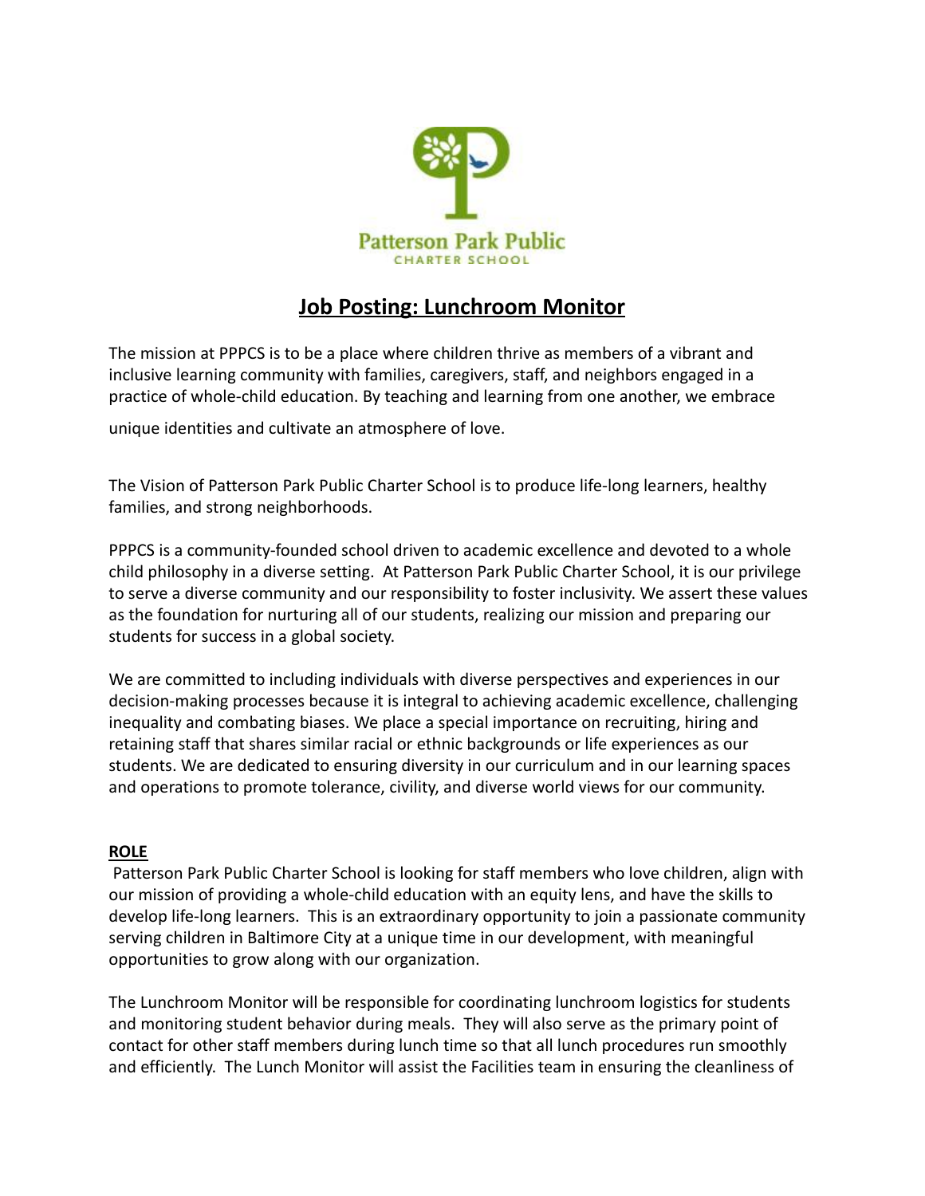Patterson Park Public
CHARTER SCHOOL

# Job Posting: Lunchroom Monitor

The mission at PPPCS is to be a place where children thrive as members of a vibrant and inclusive learning community with families, caregivers, staff, and neighbors engaged in a practice of whole-child education. By teaching and learning from one another, we embrace unique identities and cultivate an atmosphere of love.

The Vision of Patterson Park Public Charter School is to produce life-long learners, healthy families, and strong neighborhoods.

PPPCS is a community-founded school driven to academic excellence and devoted to a whole child philosophy in a diverse setting. At Patterson Park Public Charter School, it is our privilege to serve a diverse community and our responsibility to foster inclusivity. We assert these values as the foundation for nurturing all of our students, realizing our mission and preparing our students for success in a global society.

We are committed to including individuals with diverse perspectives and experiences in our decision-making processes because it is integral to achieving academic excellence, challenging inequality and combating biases. We place a special importance on recruiting, hiring and retaining staff that shares similar racial or ethnic backgrounds or life experiences as our students. We are dedicated to ensuring diversity in our curriculum and in our learning spaces and operations to promote tolerance, civility, and diverse world views for our community.

## ROLE

Patterson Park Public Charter School is looking for staff members who love children, align with our mission of providing a whole-child education with an equity lens, and have the skills to develop life-long learners. This is an extraordinary opportunity to join a passionate community serving children in Baltimore City at a unique time in our development, with meaningful opportunities to grow along with our organization.

The Lunchroom Monitor will be responsible for coordinating lunchroom logistics for students and monitoring student behavior during meals. They will also serve as the primary point of contact for other staff members during lunch time so that all lunch procedures run smoothly and efficiently. The Lunch Monitor will assist the Facilities team in ensuring the cleanliness of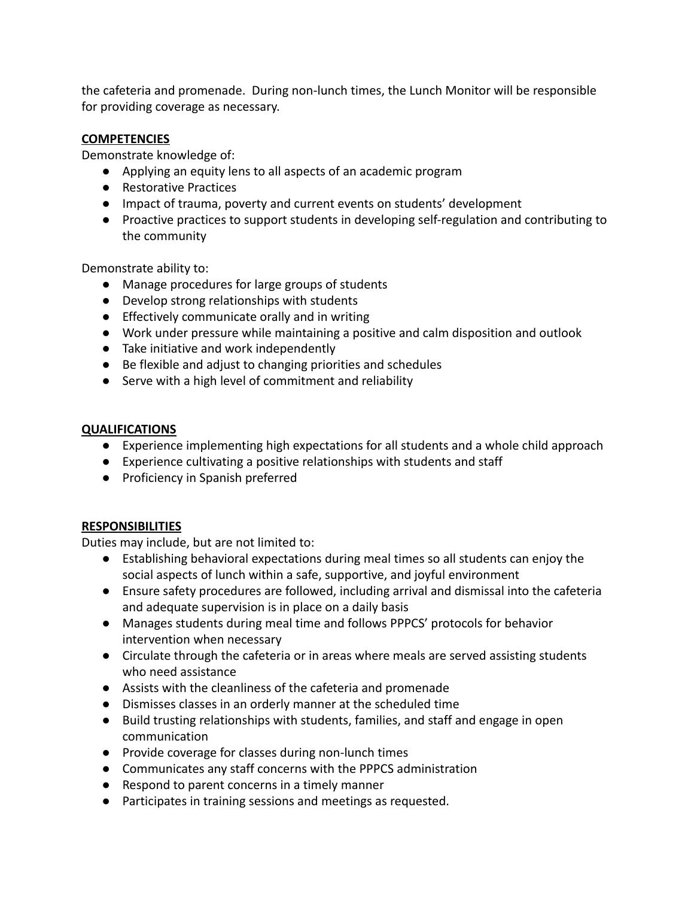the cafeteria and promenade. During non-lunch times, the Lunch Monitor will be responsible for providing coverage as necessary.

**COMPETENCIES**

Demonstrate knowledge of:

- Applying an equity lens to all aspects of an academic program
- Restorative Practices
- Impact of trauma, poverty and current events on students' development
- Proactive practices to support students in developing self-regulation and contributing to the community

Demonstrate ability to:

- Manage procedures for large groups of students
- Develop strong relationships with students
- Effectively communicate orally and in writing
- Work under pressure while maintaining a positive and calm disposition and outlook
- Take initiative and work independently
- Be flexible and adjust to changing priorities and schedules
- Serve with a high level of commitment and reliability

**QUALIFICATIONS**

- Experience implementing high expectations for all students and a whole child approach
- Experience cultivating a positive relationships with students and staff
- Proficiency in Spanish preferred

**RESPONSIBILITIES**

Duties may include, but are not limited to:

- Establishing behavioral expectations during meal times so all students can enjoy the social aspects of lunch within a safe, supportive, and joyful environment
- Ensure safety procedures are followed, including arrival and dismissal into the cafeteria and adequate supervision is in place on a daily basis
- Manages students during meal time and follows PPPCS' protocols for behavior intervention when necessary
- Circulate through the cafeteria or in areas where meals are served assisting students who need assistance
- Assists with the cleanliness of the cafeteria and promenade
- Dismisses classes in an orderly manner at the scheduled time
- Build trusting relationships with students, families, and staff and engage in open communication
- Provide coverage for classes during non-lunch times
- Communicates any staff concerns with the PPPCS administration
- Respond to parent concerns in a timely manner
- Participates in training sessions and meetings as requested.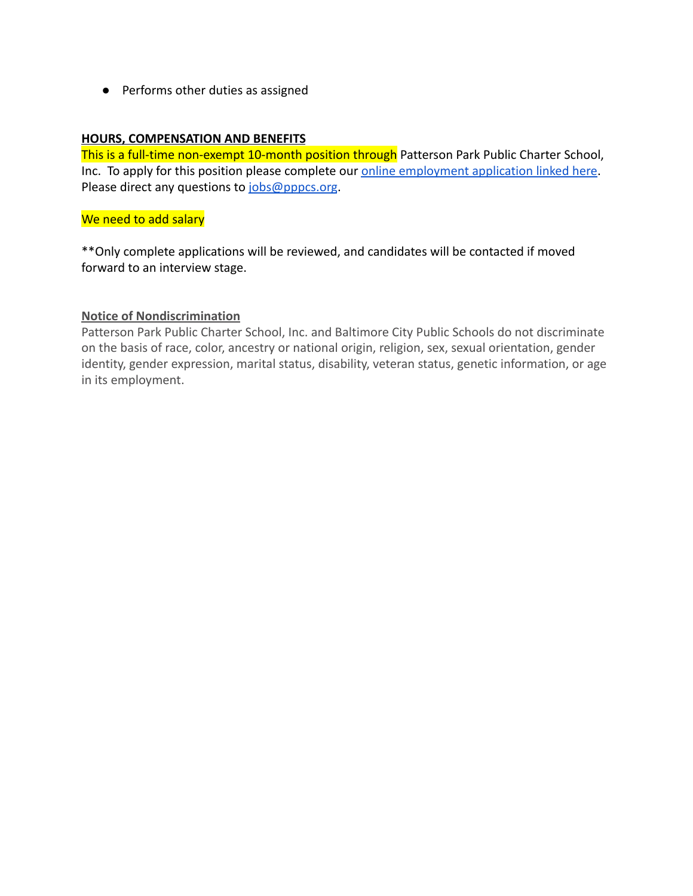- Performs other duties as assigned

**HOURS, COMPENSATION AND BENEFITS**

This is a full-time non-exempt 10-month position through Patterson Park Public Charter School, Inc. To apply for this position please complete our [online employment application linked here]. Please direct any questions to [jobs@pppcs.org].

We need to add salary

**Only complete applications will be reviewed, and candidates will be contacted if moved forward to an interview stage.

**Notice of Nondiscrimination**

Patterson Park Public Charter School, Inc. and Baltimore City Public Schools do not discriminate on the basis of race, color, ancestry or national origin, religion, sex, sexual orientation, gender identity, gender expression, marital status, disability, veteran status, genetic information, or age in its employment.